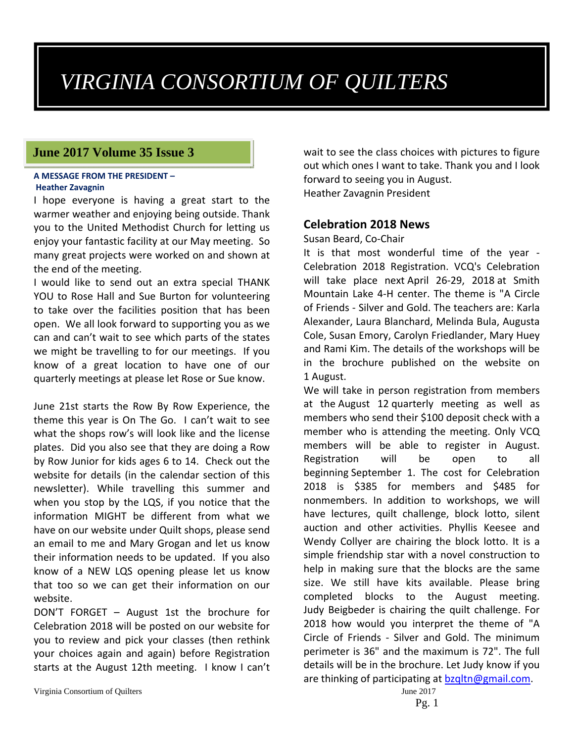# VIRGINIA CONSORTIUM OF QUILTERS

## June 2017 Volume 35 Issue 3

**A MESSAGE FROM THE PRESIDENT – Heather Zavagnin**

I hope everyone is having a great start to the warmer weather and enjoying being outside. Thank you to the United Methodist Church for letting us enjoy your fantastic facility at our May meeting. So many great projects were worked on and shown at the end of the meeting.

I would like to send out an extra special THANK YOU to Rose Hall and Sue Burton for volunteering to take over the facilities position that has been open. We all look forward to supporting you as we can and can't wait to see which parts of the states we might be travelling to for our meetings. If you know of a great location to have one of our quarterly meetings at please let Rose or Sue know.

June 21st starts the Row By Row Experience, the theme this year is On The Go. I can't wait to see what the shops row's will look like and the license plates. Did you also see that they are doing a Row by Row Junior for kids ages 6 to 14. Check out the website for details (in the calendar section of this newsletter). While travelling this summer and when you stop by the LQS, if you notice that the information MIGHT be different from what we have on our website under Quilt shops, please send an email to me and Mary Grogan and let us know their information needs to be updated. If you also know of a NEW LQS opening please let us know that too so we can get their information on our website.

DON'T FORGET – August 1st the brochure for Celebration 2018 will be posted on our website for you to review and pick your classes (then rethink your choices again and again) before Registration starts at the August 12th meeting. I know I can't wait to see the class choices with pictures to figure out which ones I want to take. Thank you and I look forward to seeing you in August.

Heather Zavagnin President

## Celebration 2018 News

Susan Beard, Co-Chair

It is that most wonderful time of the year - Celebration 2018 Registration. VCQ's Celebration will take place next April 26-29, 2018 at Smith Mountain Lake 4-H center. The theme is "A Circle of Friends - Silver and Gold. The teachers are: Karla Alexander, Laura Blanchard, Melinda Bula, Augusta Cole, Susan Emory, Carolyn Friedlander, Mary Huey and Rami Kim. The details of the workshops will be in the brochure published on the website on 1 August.

We will take in person registration from members at the August 12 quarterly meeting as well as members who send their $100 deposit check with a member who is attending the meeting. Only VCQ members will be able to register in August. Registration will be open to all beginning September 1. The cost for Celebration 2018 is $385 for members and $485 for nonmembers. In addition to workshops, we will have lectures, quilt challenge, block lotto, silent auction and other activities. Phyllis Keesee and Wendy Collyer are chairing the block lotto. It is a simple friendship star with a novel construction to help in making sure that the blocks are the same size. We still have kits available. Please bring completed blocks to the August meeting. Judy Beigbeder is chairing the quilt challenge. For 2018 how would you interpret the theme of "A Circle of Friends - Silver and Gold. The minimum perimeter is 36" and the maximum is 72". The full details will be in the brochure. Let Judy know if you are thinking of participating at bzqltn@gmail.com.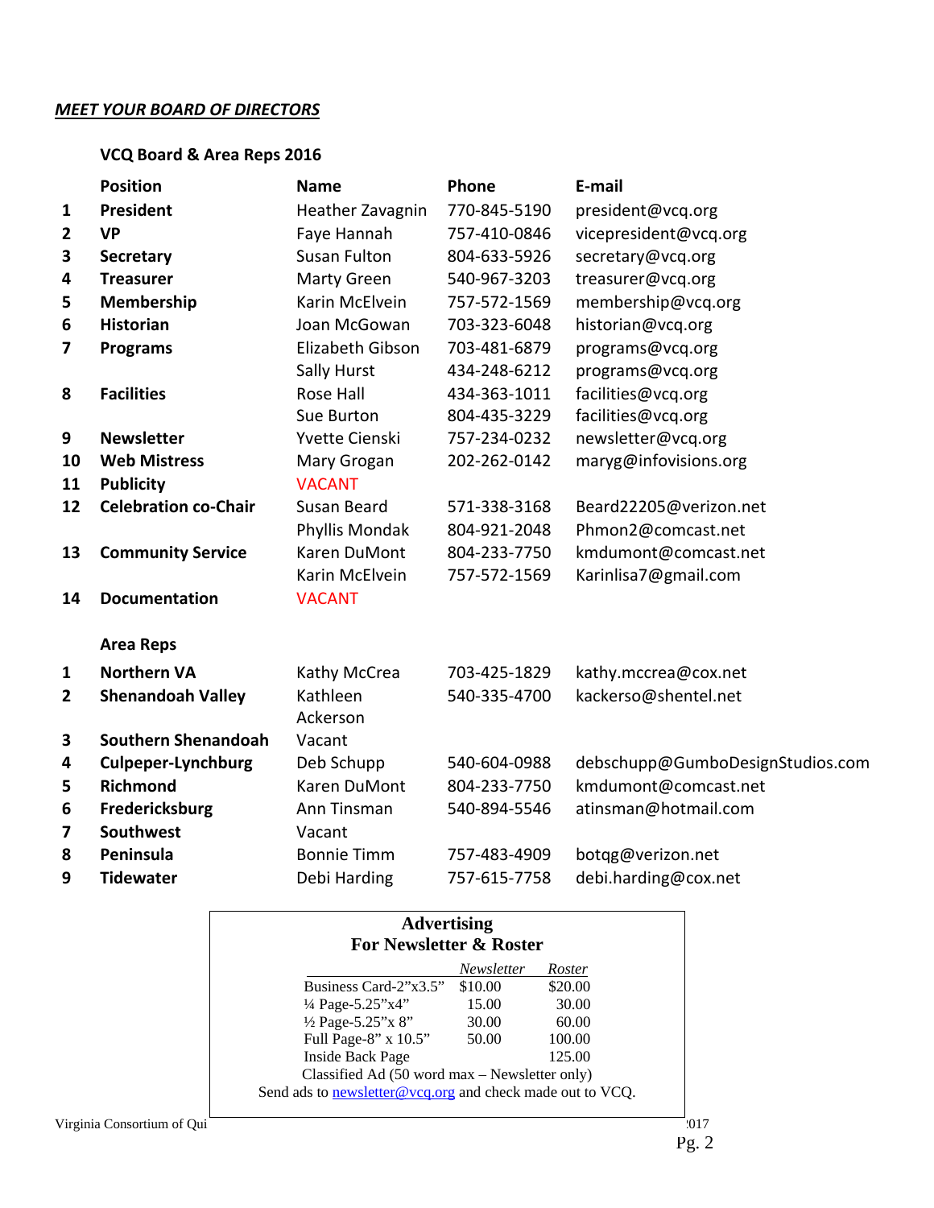***MEET YOUR BOARD OF DIRECTORS***

**VCQ Board & Area Reps 2016**

| | Position | Name | Phone | E-mail |
|---|---|---|---|---|
| 1 | **President** | Heather Zavagnin | 770-845-5190 | president@vcq.org |
| 2 | **VP** | Faye Hannah | 757-410-0846 | vicepresident@vcq.org |
| 3 | **Secretary** | Susan Fulton | 804-633-5926 | secretary@vcq.org |
| 4 | **Treasurer** | Marty Green | 540-967-3203 | treasurer@vcq.org |
| 5 | **Membership** | Karin McElvein | 757-572-1569 | membership@vcq.org |
| 6 | **Historian** | Joan McGowan | 703-323-6048 | historian@vcq.org |
| 7 | **Programs** | Elizabeth Gibson | 703-481-6879 | programs@vcq.org |
| | | Sally Hurst | 434-248-6212 | programs@vcq.org |
| 8 | **Facilities** | Rose Hall | 434-363-1011 | facilities@vcq.org |
| | | Sue Burton | 804-435-3229 | facilities@vcq.org |
| 9 | **Newsletter** | Yvette Cienski | 757-234-0232 | newsletter@vcq.org |
| 10 | **Web Mistress** | Mary Grogan | 202-262-0142 | maryg@infovisions.org |
| 11 | **Publicity** | VACANT | | |
| 12 | **Celebration co-Chair** | Susan Beard | 571-338-3168 | Beard22205@verizon.net |
| | | Phyllis Mondak | 804-921-2048 | Phmon2@comcast.net |
| 13 | **Community Service** | Karen DuMont | 804-233-7750 | kmdumont@comcast.net |
| | | Karin McElvein | 757-572-1569 | Karinlisa7@gmail.com |
| 14 | **Documentation** | VACANT | | |

**Area Reps**

| | Area | Name | Phone | E-mail |
|---|---|---|---|---|
| 1 | **Northern VA** | Kathy McCrea | 703-425-1829 | kathy.mccrea@cox.net |
| 2 | **Shenandoah Valley** | Kathleen Ackerson | 540-335-4700 | kackerso@shentel.net |
| 3 | **Southern Shenandoah** | Vacant | | |
| 4 | **Culpeper-Lynchburg** | Deb Schupp | 540-604-0988 | debschupp@GumboDesignStudios.com |
| 5 | **Richmond** | Karen DuMont | 804-233-7750 | kmdumont@comcast.net |
| 6 | **Fredericksburg** | Ann Tinsman | 540-894-5546 | atinsman@hotmail.com |
| 7 | **Southwest** | Vacant | | |
| 8 | **Peninsula** | Bonnie Timm | 757-483-4909 | botqg@verizon.net |
| 9 | **Tidewater** | Debi Harding | 757-615-7758 | debi.harding@cox.net |

**Advertising**
**For Newsletter & Roster**

| | *Newsletter* | *Roster* |
|---|---|---|
| Business Card-2"x3.5" | $10.00 | $20.00 |
| ¼ Page-5.25"x4" | 15.00 | 30.00 |
| ½ Page-5.25"x 8" | 30.00 | 60.00 |
| Full Page-8" x 10.5" | 50.00 | 100.00 |
| Inside Back Page | | 125.00 |

Classified Ad (50 word max – Newsletter only)

Send ads to newsletter@vcq.org and check made out to VCQ.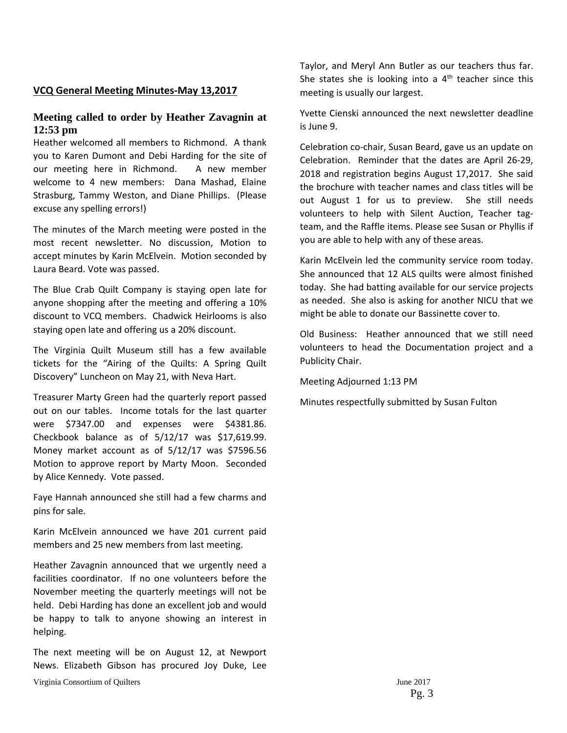**VCQ General Meeting Minutes-May 13,2017**

### Meeting called to order by Heather Zavagnin at 12:53 pm

Heather welcomed all members to Richmond. A thank you to Karen Dumont and Debi Harding for the site of our meeting here in Richmond. A new member welcome to 4 new members: Dana Mashad, Elaine Strasburg, Tammy Weston, and Diane Phillips. (Please excuse any spelling errors!)

The minutes of the March meeting were posted in the most recent newsletter. No discussion, Motion to accept minutes by Karin McElvein. Motion seconded by Laura Beard. Vote was passed.

The Blue Crab Quilt Company is staying open late for anyone shopping after the meeting and offering a 10% discount to VCQ members. Chadwick Heirlooms is also staying open late and offering us a 20% discount.

The Virginia Quilt Museum still has a few available tickets for the "Airing of the Quilts: A Spring Quilt Discovery" Luncheon on May 21, with Neva Hart.

Treasurer Marty Green had the quarterly report passed out on our tables. Income totals for the last quarter were $7347.00 and expenses were $4381.86. Checkbook balance as of 5/12/17 was $17,619.99. Money market account as of 5/12/17 was $7596.56 Motion to approve report by Marty Moon. Seconded by Alice Kennedy. Vote passed.

Faye Hannah announced she still had a few charms and pins for sale.

Karin McElvein announced we have 201 current paid members and 25 new members from last meeting.

Heather Zavagnin announced that we urgently need a facilities coordinator. If no one volunteers before the November meeting the quarterly meetings will not be held. Debi Harding has done an excellent job and would be happy to talk to anyone showing an interest in helping.

The next meeting will be on August 12, at Newport News. Elizabeth Gibson has procured Joy Duke, Lee Taylor, and Meryl Ann Butler as our teachers thus far. She states she is looking into a 4th teacher since this meeting is usually our largest.

Yvette Cienski announced the next newsletter deadline is June 9.

Celebration co-chair, Susan Beard, gave us an update on Celebration. Reminder that the dates are April 26-29, 2018 and registration begins August 17,2017. She said the brochure with teacher names and class titles will be out August 1 for us to preview. She still needs volunteers to help with Silent Auction, Teacher tag-team, and the Raffle items. Please see Susan or Phyllis if you are able to help with any of these areas.

Karin McElvein led the community service room today. She announced that 12 ALS quilts were almost finished today. She had batting available for our service projects as needed. She also is asking for another NICU that we might be able to donate our Bassinette cover to.

Old Business: Heather announced that we still need volunteers to head the Documentation project and a Publicity Chair.

Meeting Adjourned 1:13 PM

Minutes respectfully submitted by Susan Fulton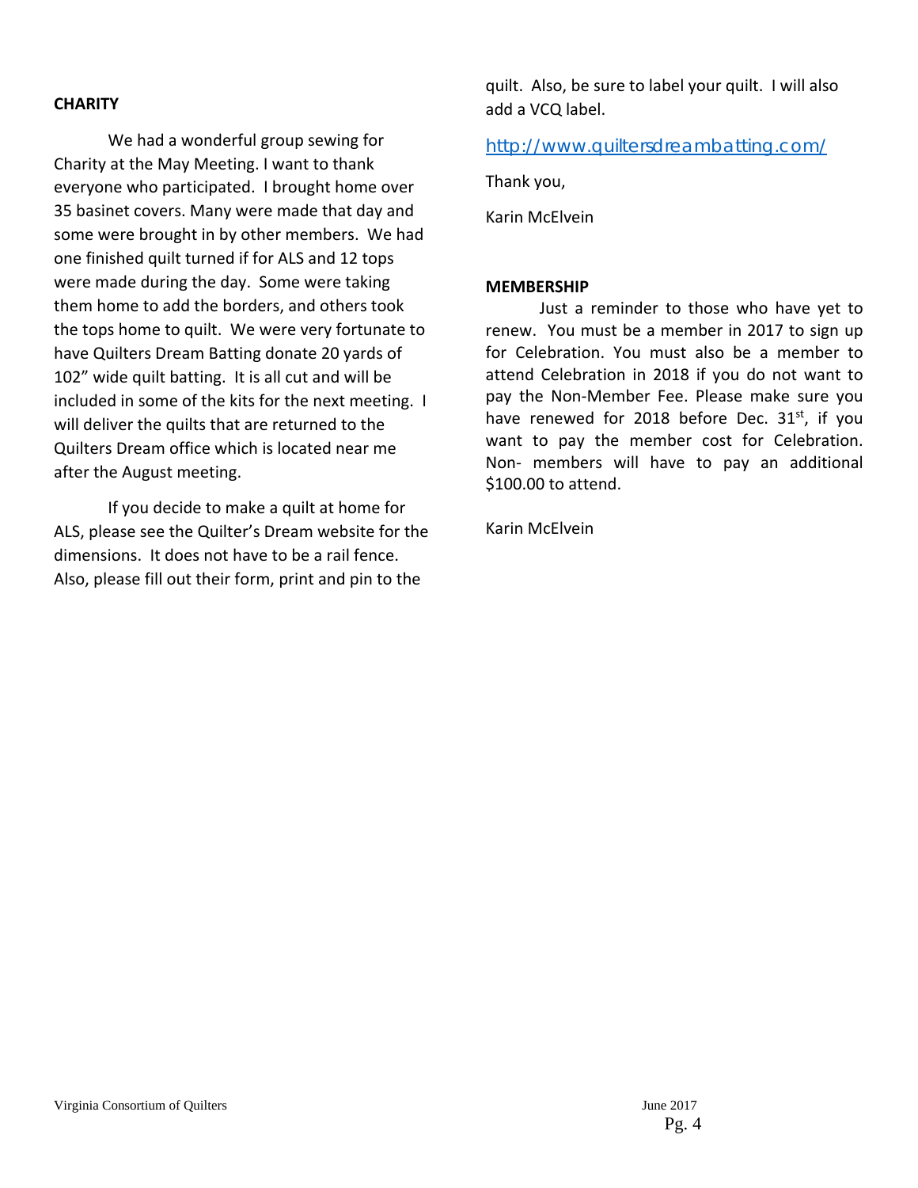**CHARITY**

We had a wonderful group sewing for Charity at the May Meeting. I want to thank everyone who participated. I brought home over 35 basinet covers. Many were made that day and some were brought in by other members. We had one finished quilt turned if for ALS and 12 tops were made during the day. Some were taking them home to add the borders, and others took the tops home to quilt. We were very fortunate to have Quilters Dream Batting donate 20 yards of 102" wide quilt batting. It is all cut and will be included in some of the kits for the next meeting. I will deliver the quilts that are returned to the Quilters Dream office which is located near me after the August meeting.

If you decide to make a quilt at home for ALS, please see the Quilter's Dream website for the dimensions. It does not have to be a rail fence. Also, please fill out their form, print and pin to the quilt. Also, be sure to label your quilt. I will also add a VCQ label.

http://www.quiltersdreambatting.com/

Thank you,

Karin McElvein

**MEMBERSHIP**

Just a reminder to those who have yet to renew. You must be a member in 2017 to sign up for Celebration. You must also be a member to attend Celebration in 2018 if you do not want to pay the Non-Member Fee. Please make sure you have renewed for 2018 before Dec. 31st, if you want to pay the member cost for Celebration. Non- members will have to pay an additional $100.00 to attend.

Karin McElvein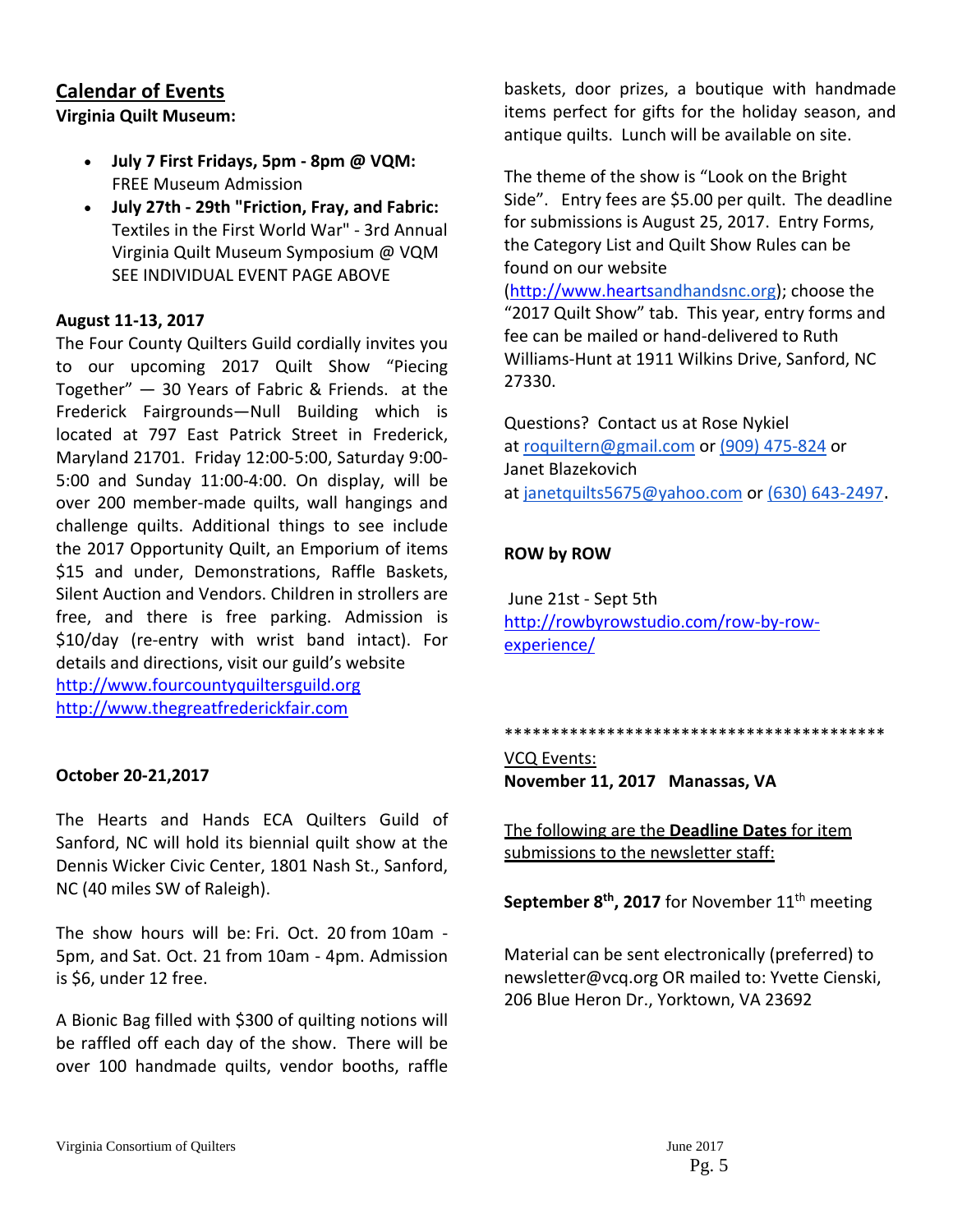## Calendar of Events

**Virginia Quilt Museum:**

- **July 7 First Fridays, 5pm - 8pm @ VQM:** FREE Museum Admission
- **July 27th - 29th "Friction, Fray, and Fabric:** Textiles in the First World War" - 3rd Annual Virginia Quilt Museum Symposium @ VQM SEE INDIVIDUAL EVENT PAGE ABOVE

**August 11-13, 2017**

The Four County Quilters Guild cordially invites you to our upcoming 2017 Quilt Show "Piecing Together" — 30 Years of Fabric & Friends. at the Frederick Fairgrounds—Null Building which is located at 797 East Patrick Street in Frederick, Maryland 21701. Friday 12:00-5:00, Saturday 9:00-5:00 and Sunday 11:00-4:00. On display, will be over 200 member-made quilts, wall hangings and challenge quilts. Additional things to see include the 2017 Opportunity Quilt, an Emporium of items $15 and under, Demonstrations, Raffle Baskets, Silent Auction and Vendors. Children in strollers are free, and there is free parking. Admission is $10/day (re-entry with wrist band intact). For details and directions, visit our guild's website
http://www.fourcountyquiltersguild.org
http://www.thegreatfrederickfair.com

**October 20-21,2017**

The Hearts and Hands ECA Quilters Guild of Sanford, NC will hold its biennial quilt show at the Dennis Wicker Civic Center, 1801 Nash St., Sanford, NC (40 miles SW of Raleigh).

The show hours will be: Fri. Oct. 20 from 10am - 5pm, and Sat. Oct. 21 from 10am - 4pm. Admission is $6, under 12 free.

A Bionic Bag filled with $300 of quilting notions will be raffled off each day of the show. There will be over 100 handmade quilts, vendor booths, raffle baskets, door prizes, a boutique with handmade items perfect for gifts for the holiday season, and antique quilts. Lunch will be available on site.

The theme of the show is "Look on the Bright Side". Entry fees are $5.00 per quilt. The deadline for submissions is August 25, 2017. Entry Forms, the Category List and Quilt Show Rules can be found on our website (http://www.heartsandhandsnc.org); choose the "2017 Quilt Show" tab. This year, entry forms and fee can be mailed or hand-delivered to Ruth Williams-Hunt at 1911 Wilkins Drive, Sanford, NC 27330.

Questions? Contact us at Rose Nykiel at roquiltern@gmail.com or (909) 475-824 or Janet Blazekovich at janetquilts5675@yahoo.com or (630) 643-2497.

**ROW by ROW**

June 21st - Sept 5th
http://rowbyrowstudio.com/row-by-row-experience/

******************************************

VCQ Events:
**November 11, 2017 Manassas, VA**

The following are the **Deadline Dates** for item submissions to the newsletter staff:

**September 8th, 2017** for November 11th meeting

Material can be sent electronically (preferred) to newsletter@vcq.org OR mailed to: Yvette Cienski, 206 Blue Heron Dr., Yorktown, VA 23692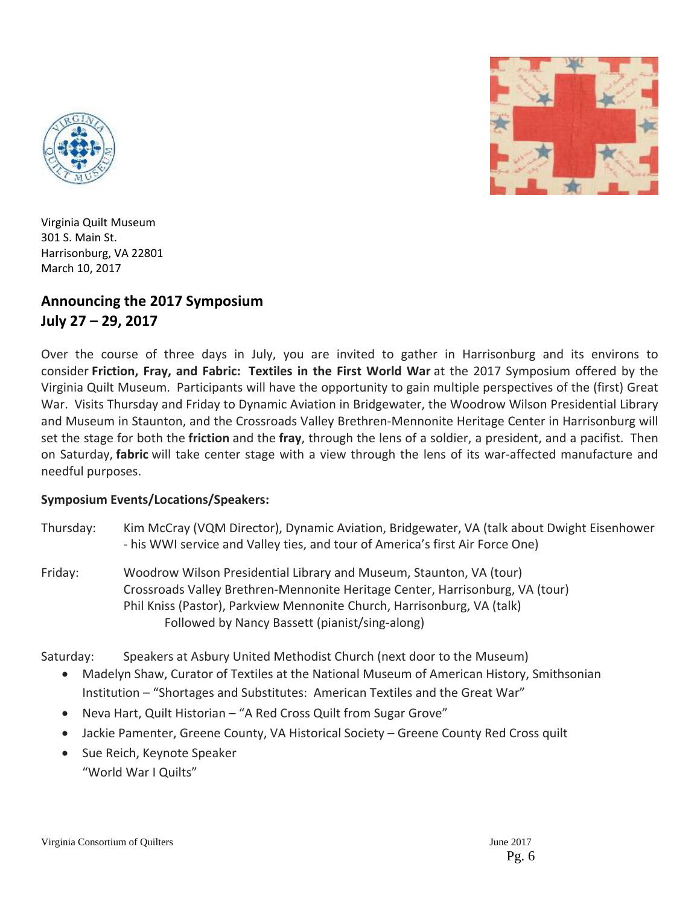Virginia Quilt Museum
301 S. Main St.
Harrisonburg, VA 22801
March 10, 2017

## Announcing the 2017 Symposium
## July 27 – 29, 2017

Over the course of three days in July, you are invited to gather in Harrisonburg and its environs to consider **Friction, Fray, and Fabric: Textiles in the First World War** at the 2017 Symposium offered by the Virginia Quilt Museum. Participants will have the opportunity to gain multiple perspectives of the (first) Great War. Visits Thursday and Friday to Dynamic Aviation in Bridgewater, the Woodrow Wilson Presidential Library and Museum in Staunton, and the Crossroads Valley Brethren-Mennonite Heritage Center in Harrisonburg will set the stage for both the **friction** and the **fray**, through the lens of a soldier, a president, and a pacifist. Then on Saturday, **fabric** will take center stage with a view through the lens of its war-affected manufacture and needful purposes.

**Symposium Events/Locations/Speakers:**

Thursday: Kim McCray (VQM Director), Dynamic Aviation, Bridgewater, VA (talk about Dwight Eisenhower - his WWI service and Valley ties, and tour of America's first Air Force One)

Friday: Woodrow Wilson Presidential Library and Museum, Staunton, VA (tour)
Crossroads Valley Brethren-Mennonite Heritage Center, Harrisonburg, VA (tour)
Phil Kniss (Pastor), Parkview Mennonite Church, Harrisonburg, VA (talk)
Followed by Nancy Bassett (pianist/sing-along)

Saturday: Speakers at Asbury United Methodist Church (next door to the Museum)

- Madelyn Shaw, Curator of Textiles at the National Museum of American History, Smithsonian Institution – "Shortages and Substitutes: American Textiles and the Great War"
- Neva Hart, Quilt Historian – "A Red Cross Quilt from Sugar Grove"
- Jackie Pamenter, Greene County, VA Historical Society – Greene County Red Cross quilt
- Sue Reich, Keynote Speaker
  "World War I Quilts"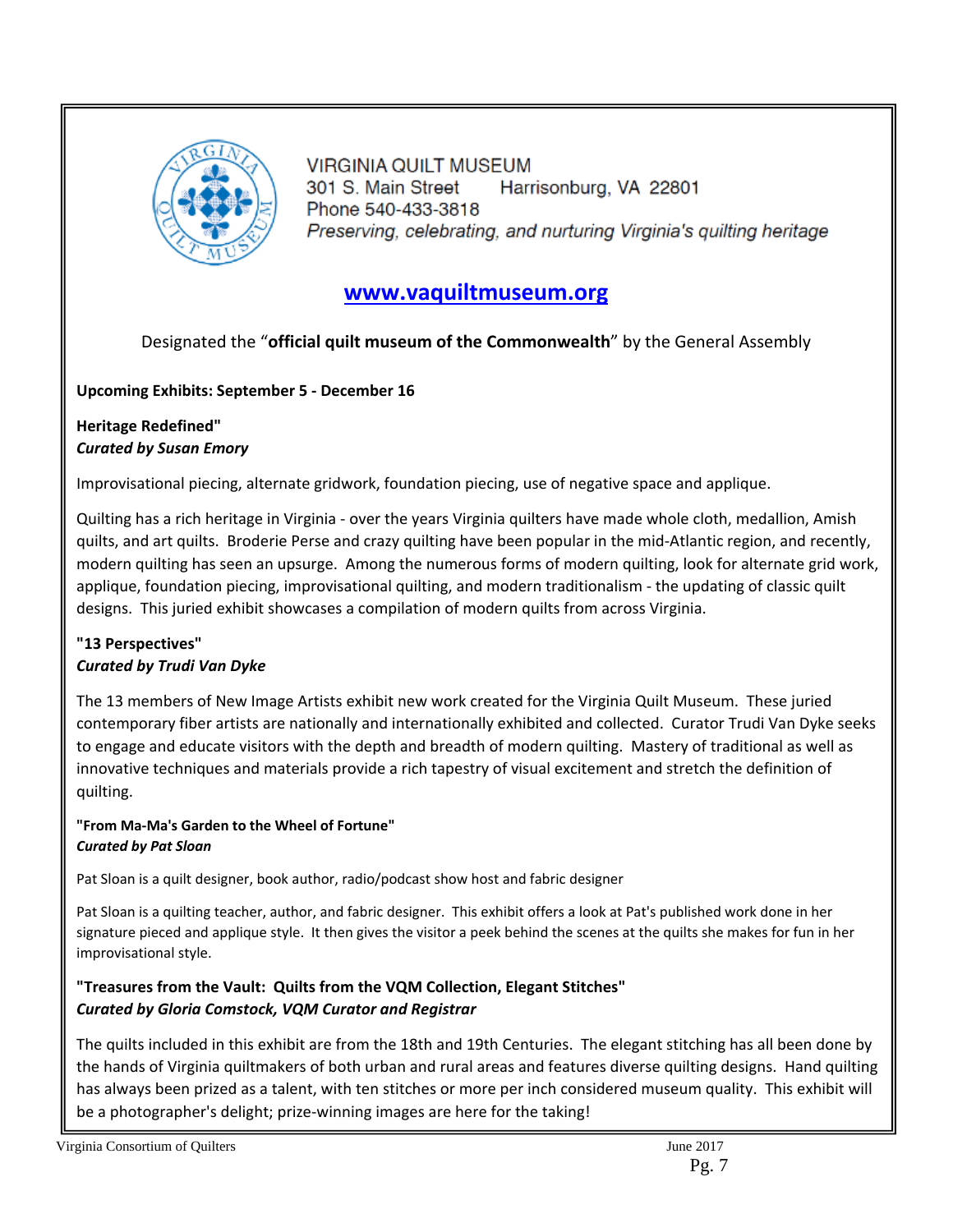VIRGINIA QUILT MUSEUM
301 S. Main Street Harrisonburg, VA 22801
Phone 540-433-3818
*Preserving, celebrating, and nurturing Virginia's quilting heritage*

**www.vaquiltmuseum.org**

Designated the "**official quilt museum of the Commonwealth**" by the General Assembly

**Upcoming Exhibits: September 5 - December 16**

**Heritage Redefined"**
***Curated by Susan Emory***

Improvisational piecing, alternate gridwork, foundation piecing, use of negative space and applique.

Quilting has a rich heritage in Virginia - over the years Virginia quilters have made whole cloth, medallion, Amish quilts, and art quilts. Broderie Perse and crazy quilting have been popular in the mid-Atlantic region, and recently, modern quilting has seen an upsurge. Among the numerous forms of modern quilting, look for alternate grid work, applique, foundation piecing, improvisational quilting, and modern traditionalism - the updating of classic quilt designs. This juried exhibit showcases a compilation of modern quilts from across Virginia.

**"13 Perspectives"**
***Curated by Trudi Van Dyke***

The 13 members of New Image Artists exhibit new work created for the Virginia Quilt Museum. These juried contemporary fiber artists are nationally and internationally exhibited and collected. Curator Trudi Van Dyke seeks to engage and educate visitors with the depth and breadth of modern quilting. Mastery of traditional as well as innovative techniques and materials provide a rich tapestry of visual excitement and stretch the definition of quilting.

**"From Ma-Ma's Garden to the Wheel of Fortune"**
***Curated by Pat Sloan***

Pat Sloan is a quilt designer, book author, radio/podcast show host and fabric designer

Pat Sloan is a quilting teacher, author, and fabric designer. This exhibit offers a look at Pat's published work done in her signature pieced and applique style. It then gives the visitor a peek behind the scenes at the quilts she makes for fun in her improvisational style.

**"Treasures from the Vault: Quilts from the VQM Collection, Elegant Stitches"**
***Curated by Gloria Comstock, VQM Curator and Registrar***

The quilts included in this exhibit are from the 18th and 19th Centuries. The elegant stitching has all been done by the hands of Virginia quiltmakers of both urban and rural areas and features diverse quilting designs. Hand quilting has always been prized as a talent, with ten stitches or more per inch considered museum quality. This exhibit will be a photographer's delight; prize-winning images are here for the taking!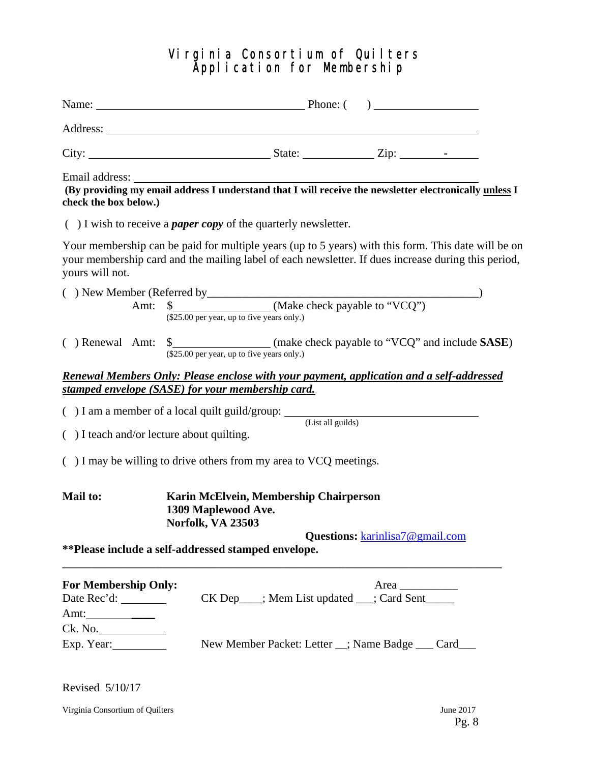# Virginia Consortium of Quilters
## Application for Membership

Name: ____________________________________ Phone: (     ) _________________

Address: ______________________________________________________________

City: ______________________________ State: ____________ Zip: _______-______

Email address: ________________________________________________________

**(By providing my email address I understand that I will receive the newsletter electronically <u>unless</u> I check the box below.)**

(  ) I wish to receive a ***paper copy*** of the quarterly newsletter.

Your membership can be paid for multiple years (up to 5 years) with this form. This date will be on your membership card and the mailing label of each newsletter. If dues increase during this period, yours will not.

(  ) New Member (Referred by_____________________________________________)

Amt: $________________ (Make check payable to "VCQ")
($25.00 per year, up to five years only.)

(  ) Renewal Amt: $________________ (make check payable to "VCQ" and include **SASE**)
($25.00 per year, up to five years only.)

***<u>Renewal Members Only: Please enclose with your payment, application and a self-addressed stamped envelope (SASE) for your membership card.</u>***

(  ) I am a member of a local quilt guild/group: _________________________________
(List all guilds)

(  ) I teach and/or lecture about quilting.

(  ) I may be willing to drive others from my area to VCQ meetings.

**Mail to:**

**Karin McElvein, Membership Chairperson**
**1309 Maplewood Ave.**
**Norfolk, VA 23503**

**Questions:** karinlisa7@gmail.com

**\*\*Please include a self-addressed stamped envelope.**

---

**For Membership Only:** Area __________

Date Rec'd: ________ CK Dep____; Mem List updated ___; Card Sent_____

Amt: ____________

Ck. No. ____________

Exp. Year: _________ New Member Packet: Letter __; Name Badge ___ Card___

Revised 5/10/17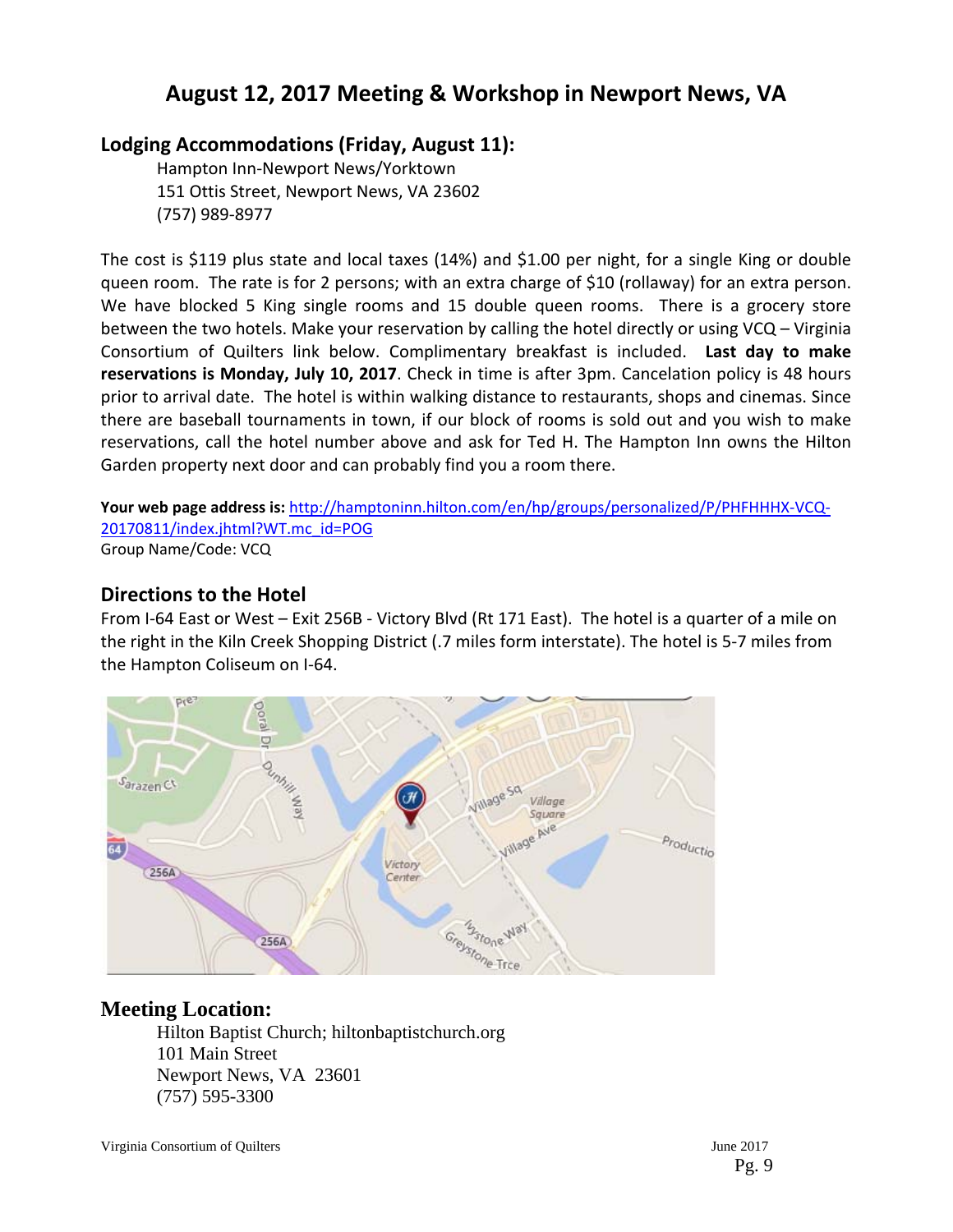# August 12, 2017 Meeting & Workshop in Newport News, VA

## Lodging Accommodations (Friday, August 11):

Hampton Inn-Newport News/Yorktown
151 Ottis Street, Newport News, VA 23602
(757) 989-8977

The cost is $119 plus state and local taxes (14%) and $1.00 per night, for a single King or double queen room. The rate is for 2 persons; with an extra charge of $10 (rollaway) for an extra person. We have blocked 5 King single rooms and 15 double queen rooms. There is a grocery store between the two hotels. Make your reservation by calling the hotel directly or using VCQ – Virginia Consortium of Quilters link below. Complimentary breakfast is included. **Last day to make reservations is Monday, July 10, 2017**. Check in time is after 3pm. Cancelation policy is 48 hours prior to arrival date. The hotel is within walking distance to restaurants, shops and cinemas. Since there are baseball tournaments in town, if our block of rooms is sold out and you wish to make reservations, call the hotel number above and ask for Ted H. The Hampton Inn owns the Hilton Garden property next door and can probably find you a room there.

**Your web page address is:** http://hamptoninn.hilton.com/en/hp/groups/personalized/P/PHFHHHX-VCQ-20170811/index.jhtml?WT.mc_id=POG
Group Name/Code: VCQ

## Directions to the Hotel

From I-64 East or West – Exit 256B - Victory Blvd (Rt 171 East). The hotel is a quarter of a mile on the right in the Kiln Creek Shopping District (.7 miles form interstate). The hotel is 5-7 miles from the Hampton Coliseum on I-64.

## Meeting Location:

Hilton Baptist Church; hiltonbaptistchurch.org
101 Main Street
Newport News, VA 23601
(757) 595-3300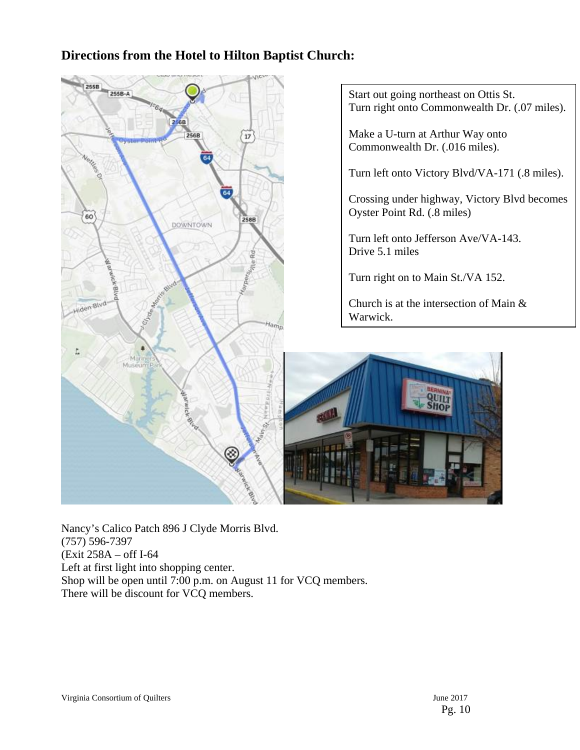## Directions from the Hotel to Hilton Baptist Church:

Start out going northeast on Ottis St.
Turn right onto Commonwealth Dr. (.07 miles).

Make a U-turn at Arthur Way onto Commonwealth Dr. (.016 miles).

Turn left onto Victory Blvd/VA-171 (.8 miles).

Crossing under highway, Victory Blvd becomes Oyster Point Rd. (.8 miles)

Turn left onto Jefferson Ave/VA-143.
Drive 5.1 miles

Turn right on to Main St./VA 152.

Church is at the intersection of Main & Warwick.

Nancy's Calico Patch 896 J Clyde Morris Blvd.
(757) 596-7397
(Exit 258A – off I-64
Left at first light into shopping center.
Shop will be open until 7:00 p.m. on August 11 for VCQ members.
There will be discount for VCQ members.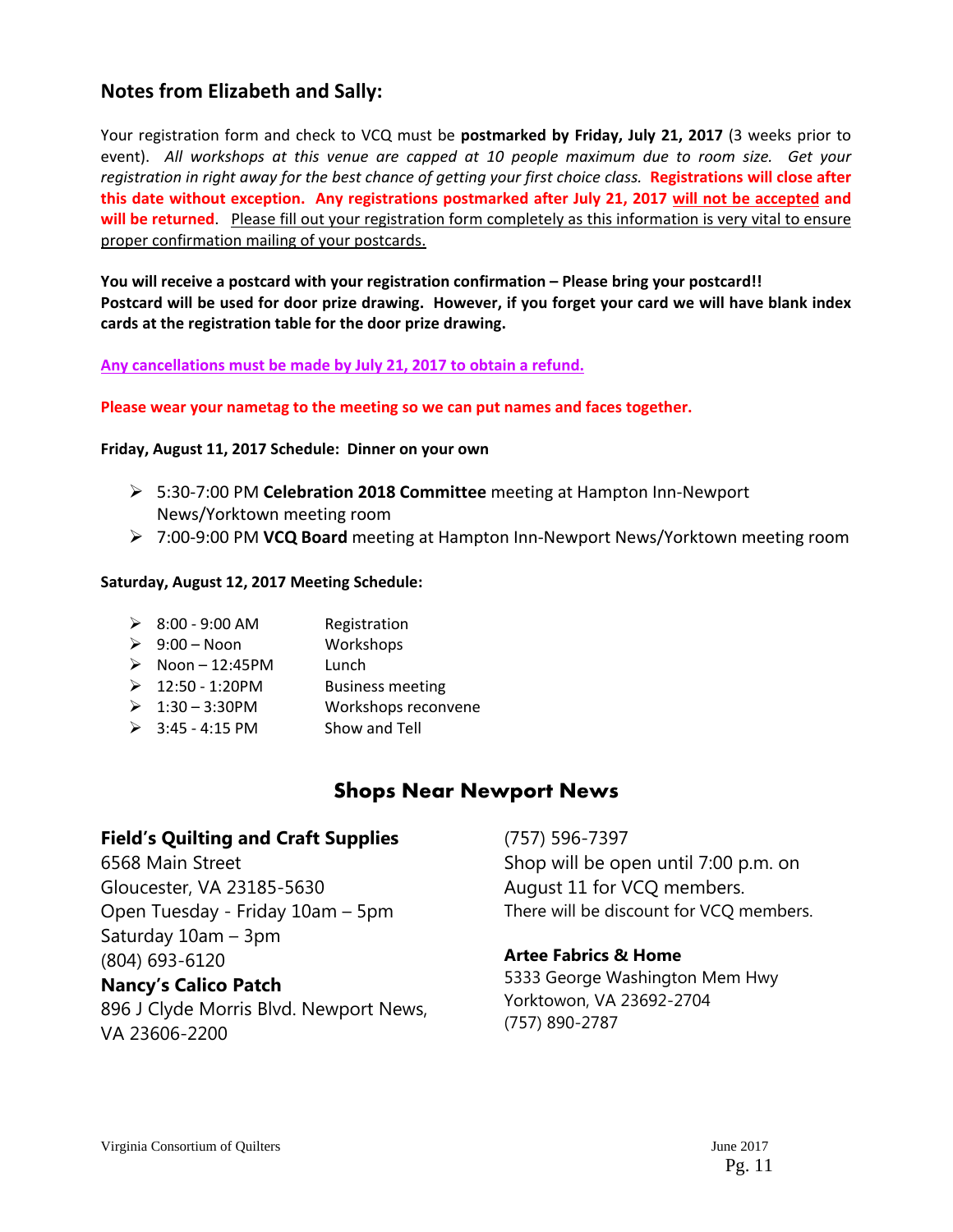## Notes from Elizabeth and Sally:

Your registration form and check to VCQ must be **postmarked by Friday, July 21, 2017** (3 weeks prior to event). *All workshops at this venue are capped at 10 people maximum due to room size. Get your registration in right away for the best chance of getting your first choice class.* **Registrations will close after this date without exception. Any registrations postmarked after July 21, 2017 will not be accepted and will be returned**. Please fill out your registration form completely as this information is very vital to ensure proper confirmation mailing of your postcards.

**You will receive a postcard with your registration confirmation – Please bring your postcard!!**
**Postcard will be used for door prize drawing. However, if you forget your card we will have blank index cards at the registration table for the door prize drawing.**

**Any cancellations must be made by July 21, 2017 to obtain a refund.**

**Please wear your nametag to the meeting so we can put names and faces together.**

**Friday, August 11, 2017 Schedule: Dinner on your own**

- 5:30-7:00 PM **Celebration 2018 Committee** meeting at Hampton Inn-Newport News/Yorktown meeting room
- 7:00-9:00 PM **VCQ Board** meeting at Hampton Inn-Newport News/Yorktown meeting room

**Saturday, August 12, 2017 Meeting Schedule:**

- 8:00 - 9:00 AM — Registration
- 9:00 – Noon — Workshops
- Noon – 12:45PM — Lunch
- 12:50 - 1:20PM — Business meeting
- 1:30 – 3:30PM — Workshops reconvene
- 3:45 - 4:15 PM — Show and Tell

## Shops Near Newport News

**Field's Quilting and Craft Supplies**
6568 Main Street
Gloucester, VA 23185-5630
Open Tuesday - Friday 10am – 5pm
Saturday 10am – 3pm
(804) 693-6120

**Nancy's Calico Patch**
896 J Clyde Morris Blvd. Newport News, VA 23606-2200
(757) 596-7397
Shop will be open until 7:00 p.m. on August 11 for VCQ members.
There will be discount for VCQ members.

**Artee Fabrics & Home**
5333 George Washington Mem Hwy
Yorktowon, VA 23692-2704
(757) 890-2787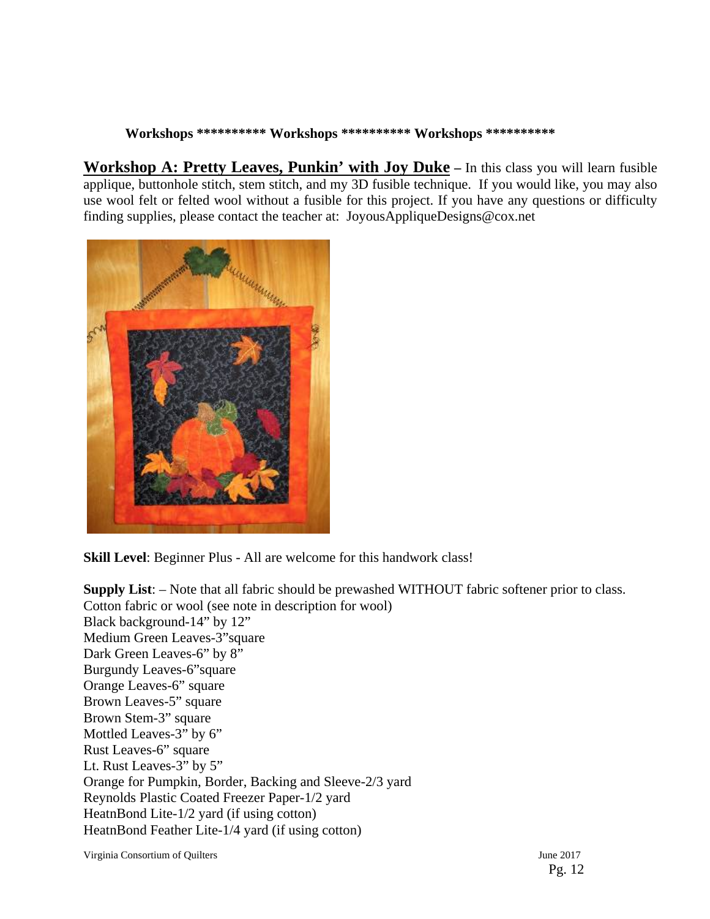**Workshops ********** Workshops ********** Workshops ****************

**Workshop A: Pretty Leaves, Punkin' with Joy Duke** – In this class you will learn fusible applique, buttonhole stitch, stem stitch, and my 3D fusible technique. If you would like, you may also use wool felt or felted wool without a fusible for this project. If you have any questions or difficulty finding supplies, please contact the teacher at: JoyousAppliqueDesigns@cox.net

**Skill Level**: Beginner Plus - All are welcome for this handwork class!

**Supply List**: – Note that all fabric should be prewashed WITHOUT fabric softener prior to class.
Cotton fabric or wool (see note in description for wool)
Black background-14" by 12"
Medium Green Leaves-3"square
Dark Green Leaves-6" by 8"
Burgundy Leaves-6"square
Orange Leaves-6" square
Brown Leaves-5" square
Brown Stem-3" square
Mottled Leaves-3" by 6"
Rust Leaves-6" square
Lt. Rust Leaves-3" by 5"
Orange for Pumpkin, Border, Backing and Sleeve-2/3 yard
Reynolds Plastic Coated Freezer Paper-1/2 yard
HeatnBond Lite-1/2 yard (if using cotton)
HeatnBond Feather Lite-1/4 yard (if using cotton)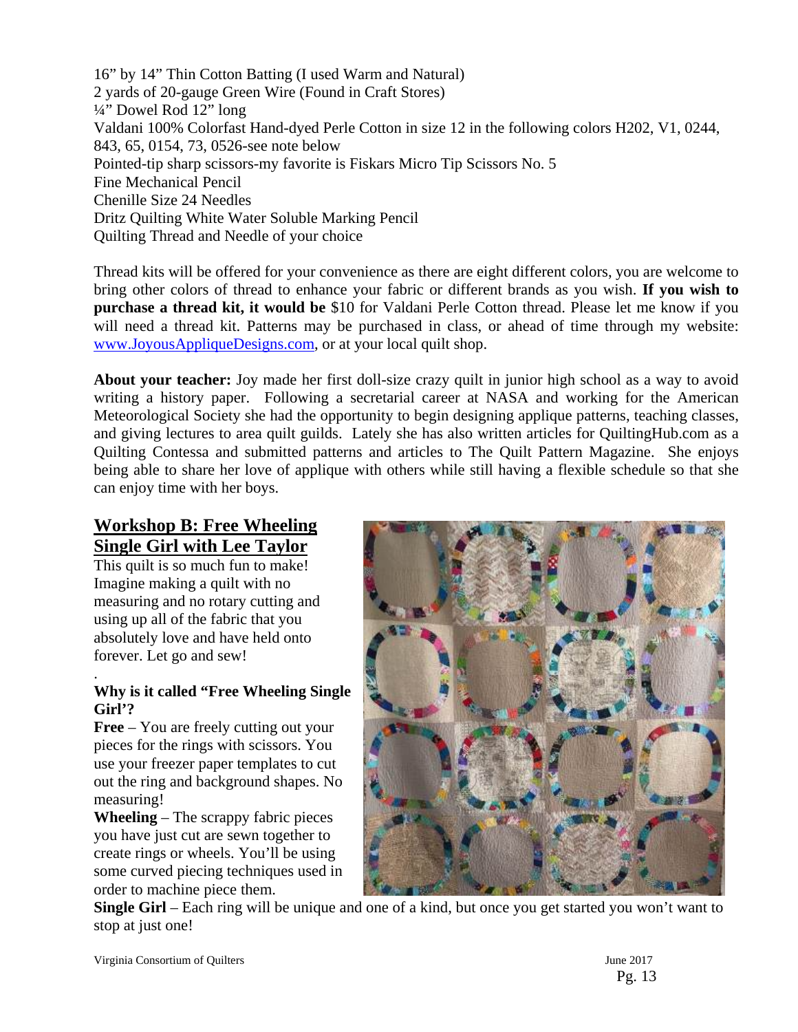16" by 14" Thin Cotton Batting (I used Warm and Natural)
2 yards of 20-gauge Green Wire (Found in Craft Stores)
¼" Dowel Rod 12" long
Valdani 100% Colorfast Hand-dyed Perle Cotton in size 12 in the following colors H202, V1, 0244, 843, 65, 0154, 73, 0526-see note below
Pointed-tip sharp scissors-my favorite is Fiskars Micro Tip Scissors No. 5
Fine Mechanical Pencil
Chenille Size 24 Needles
Dritz Quilting White Water Soluble Marking Pencil
Quilting Thread and Needle of your choice

Thread kits will be offered for your convenience as there are eight different colors, you are welcome to bring other colors of thread to enhance your fabric or different brands as you wish. **If you wish to purchase a thread kit, it would be** $10 for Valdani Perle Cotton thread. Please let me know if you will need a thread kit. Patterns may be purchased in class, or ahead of time through my website: www.JoyousAppliqueDesigns.com, or at your local quilt shop.

**About your teacher:** Joy made her first doll-size crazy quilt in junior high school as a way to avoid writing a history paper. Following a secretarial career at NASA and working for the American Meteorological Society she had the opportunity to begin designing applique patterns, teaching classes, and giving lectures to area quilt guilds. Lately she has also written articles for QuiltingHub.com as a Quilting Contessa and submitted patterns and articles to The Quilt Pattern Magazine. She enjoys being able to share her love of applique with others while still having a flexible schedule so that she can enjoy time with her boys.

## Workshop B: Free Wheeling Single Girl with Lee Taylor

This quilt is so much fun to make! Imagine making a quilt with no measuring and no rotary cutting and using up all of the fabric that you absolutely love and have held onto forever. Let go and sew!

.

**Why is it called "Free Wheeling Single Girl'?**

**Free** – You are freely cutting out your pieces for the rings with scissors. You use your freezer paper templates to cut out the ring and background shapes. No measuring!

**Wheeling** – The scrappy fabric pieces you have just cut are sewn together to create rings or wheels. You'll be using some curved piecing techniques used in order to machine piece them.

**Single Girl** – Each ring will be unique and one of a kind, but once you get started you won't want to stop at just one!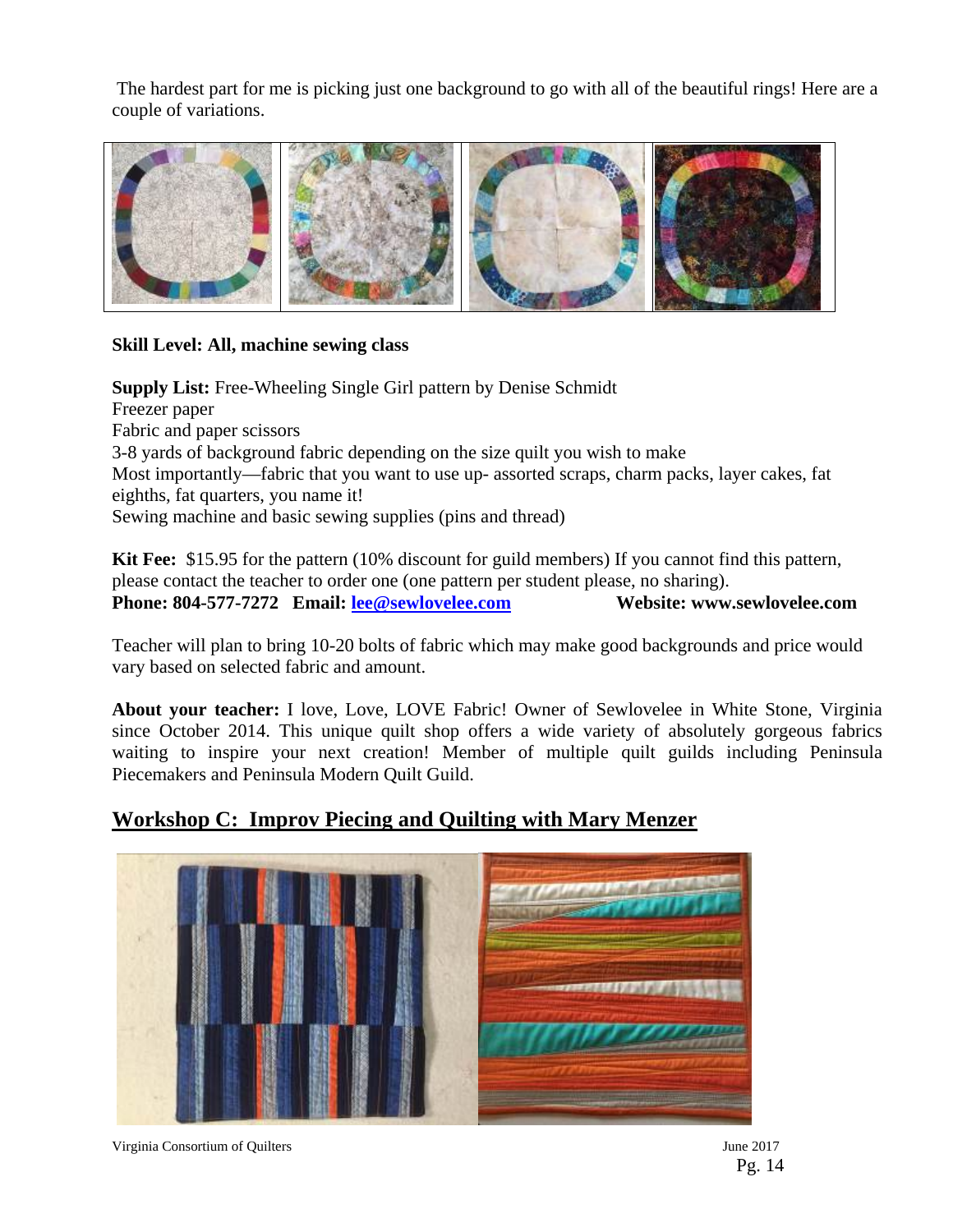The hardest part for me is picking just one background to go with all of the beautiful rings! Here are a couple of variations.

**Skill Level: All, machine sewing class**

**Supply List:** Free-Wheeling Single Girl pattern by Denise Schmidt
Freezer paper
Fabric and paper scissors
3-8 yards of background fabric depending on the size quilt you wish to make
Most importantly—fabric that you want to use up- assorted scraps, charm packs, layer cakes, fat eighths, fat quarters, you name it!
Sewing machine and basic sewing supplies (pins and thread)

**Kit Fee:** $15.95 for the pattern (10% discount for guild members) If you cannot find this pattern, please contact the teacher to order one (one pattern per student please, no sharing).
**Phone: 804-577-7272 Email: lee@sewlovelee.com Website: www.sewlovelee.com**

Teacher will plan to bring 10-20 bolts of fabric which may make good backgrounds and price would vary based on selected fabric and amount.

**About your teacher:** I love, Love, LOVE Fabric! Owner of Sewlovelee in White Stone, Virginia since October 2014. This unique quilt shop offers a wide variety of absolutely gorgeous fabrics waiting to inspire your next creation! Member of multiple quilt guilds including Peninsula Piecemakers and Peninsula Modern Quilt Guild.

## Workshop C: Improv Piecing and Quilting with Mary Menzer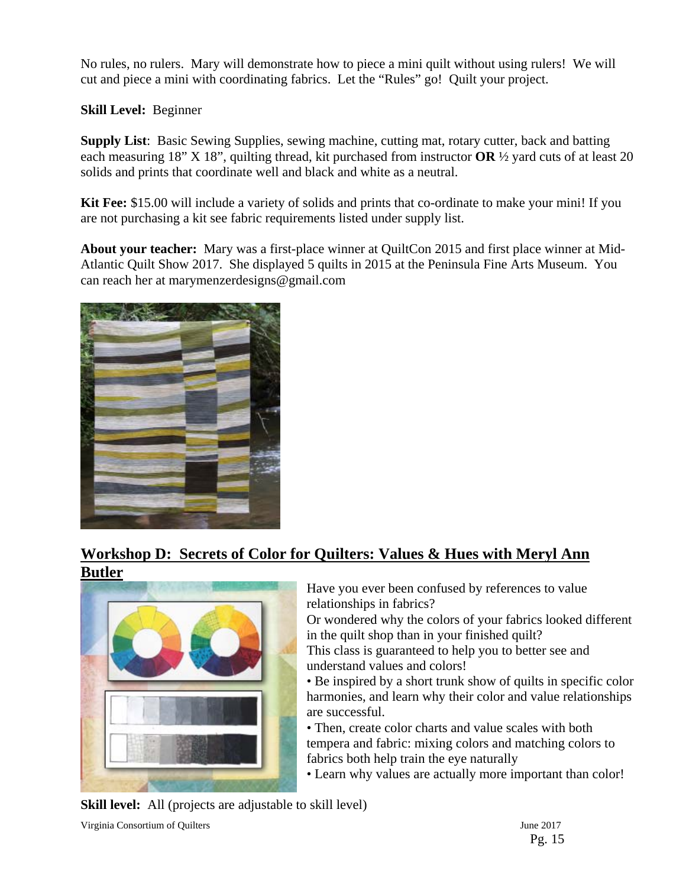No rules, no rulers. Mary will demonstrate how to piece a mini quilt without using rulers! We will cut and piece a mini with coordinating fabrics. Let the "Rules" go! Quilt your project.

**Skill Level:** Beginner

**Supply List**: Basic Sewing Supplies, sewing machine, cutting mat, rotary cutter, back and batting each measuring 18" X 18", quilting thread, kit purchased from instructor **OR** ½ yard cuts of at least 20 solids and prints that coordinate well and black and white as a neutral.

**Kit Fee:** $15.00 will include a variety of solids and prints that co-ordinate to make your mini! If you are not purchasing a kit see fabric requirements listed under supply list.

**About your teacher:** Mary was a first-place winner at QuiltCon 2015 and first place winner at Mid-Atlantic Quilt Show 2017. She displayed 5 quilts in 2015 at the Peninsula Fine Arts Museum. You can reach her at marymenzerdesigns@gmail.com

## Workshop D: Secrets of Color for Quilters: Values & Hues with Meryl Ann Butler

Have you ever been confused by references to value relationships in fabrics?

Or wondered why the colors of your fabrics looked different in the quilt shop than in your finished quilt?

This class is guaranteed to help you to better see and understand values and colors!

- Be inspired by a short trunk show of quilts in specific color harmonies, and learn why their color and value relationships are successful.
- Then, create color charts and value scales with both tempera and fabric: mixing colors and matching colors to fabrics both help train the eye naturally
- Learn why values are actually more important than color!

**Skill level:** All (projects are adjustable to skill level)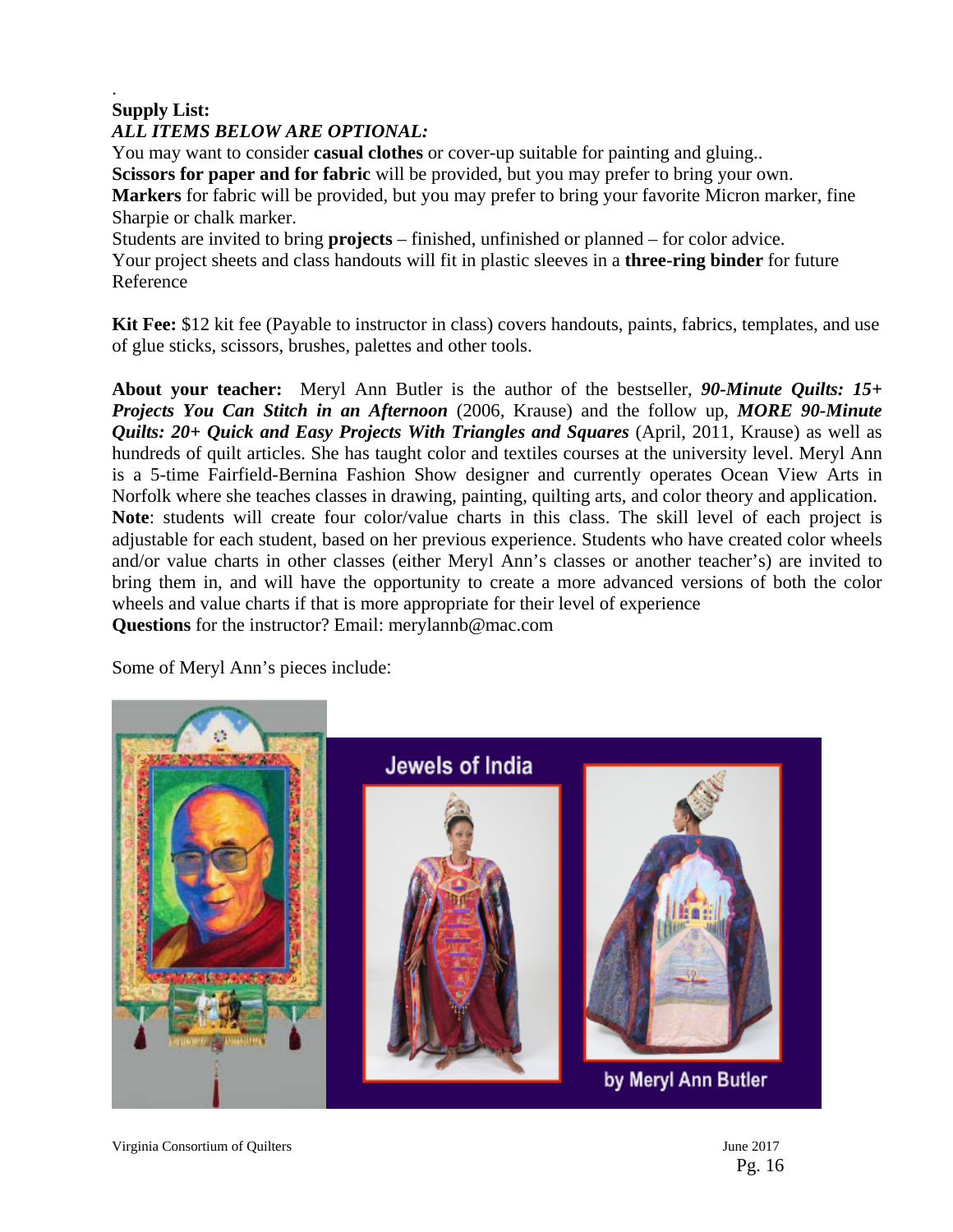.

**Supply List:**

***ALL ITEMS BELOW ARE OPTIONAL:***

You may want to consider **casual clothes** or cover-up suitable for painting and gluing..

**Scissors for paper and for fabric** will be provided, but you may prefer to bring your own.

**Markers** for fabric will be provided, but you may prefer to bring your favorite Micron marker, fine Sharpie or chalk marker.

Students are invited to bring **projects** – finished, unfinished or planned – for color advice.

Your project sheets and class handouts will fit in plastic sleeves in a **three-ring binder** for future Reference

**Kit Fee:** $12 kit fee (Payable to instructor in class) covers handouts, paints, fabrics, templates, and use of glue sticks, scissors, brushes, palettes and other tools.

**About your teacher:** Meryl Ann Butler is the author of the bestseller, ***90-Minute Quilts: 15+ Projects You Can Stitch in an Afternoon*** (2006, Krause) and the follow up, ***MORE 90-Minute Quilts: 20+ Quick and Easy Projects With Triangles and Squares*** (April, 2011, Krause) as well as hundreds of quilt articles. She has taught color and textiles courses at the university level. Meryl Ann is a 5-time Fairfield-Bernina Fashion Show designer and currently operates Ocean View Arts in Norfolk where she teaches classes in drawing, painting, quilting arts, and color theory and application.

**Note**: students will create four color/value charts in this class. The skill level of each project is adjustable for each student, based on her previous experience. Students who have created color wheels and/or value charts in other classes (either Meryl Ann's classes or another teacher's) are invited to bring them in, and will have the opportunity to create a more advanced versions of both the color wheels and value charts if that is more appropriate for their level of experience

**Questions** for the instructor? Email: merylannb@mac.com

Some of Meryl Ann's pieces include:

Jewels of India

by Meryl Ann Butler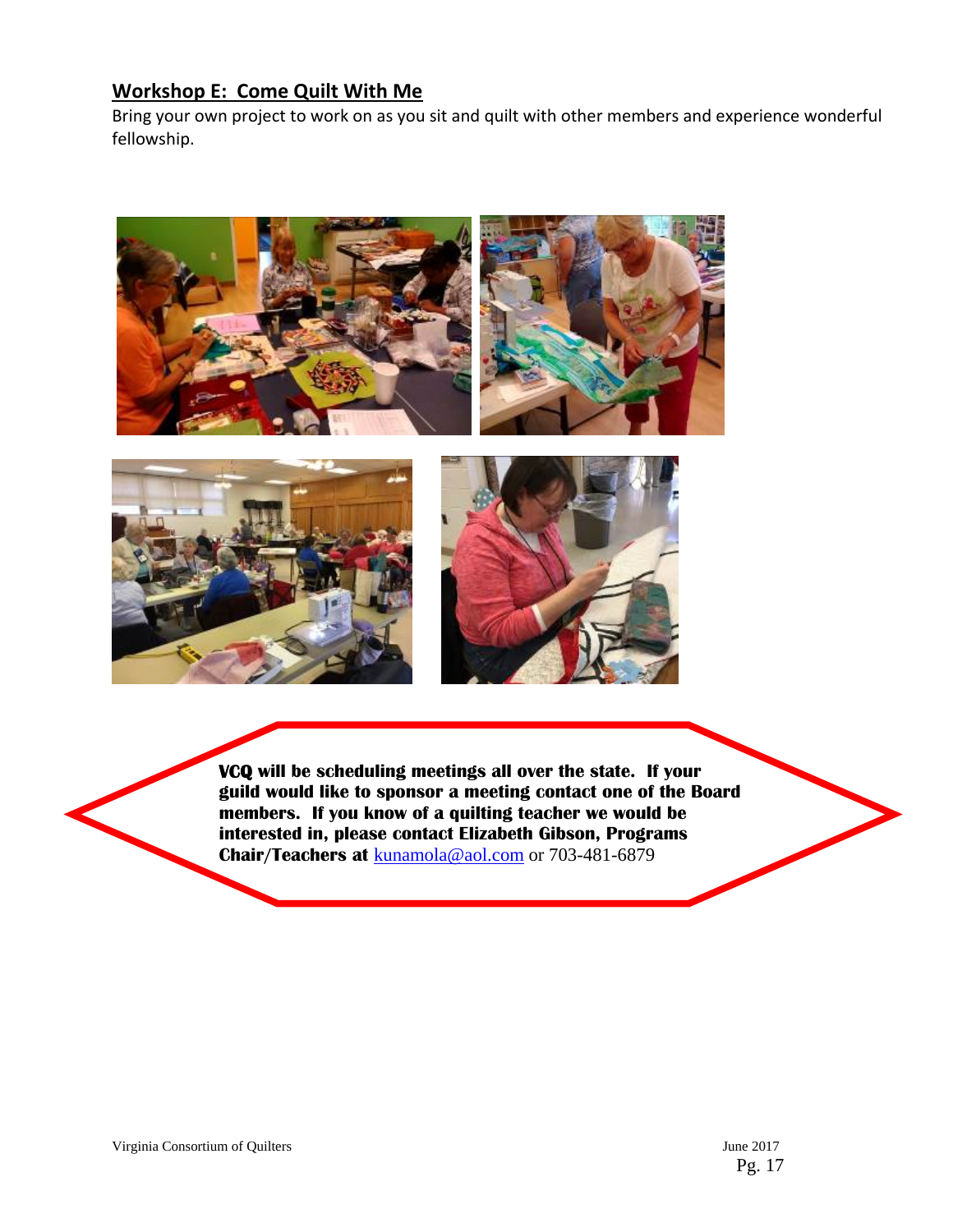## Workshop E: Come Quilt With Me

Bring your own project to work on as you sit and quilt with other members and experience wonderful fellowship.

**VCQ will be scheduling meetings all over the state. If your guild would like to sponsor a meeting contact one of the Board members. If you know of a quilting teacher we would be interested in, please contact Elizabeth Gibson, Programs Chair/Teachers at** kunamola@aol.com or 703-481-6879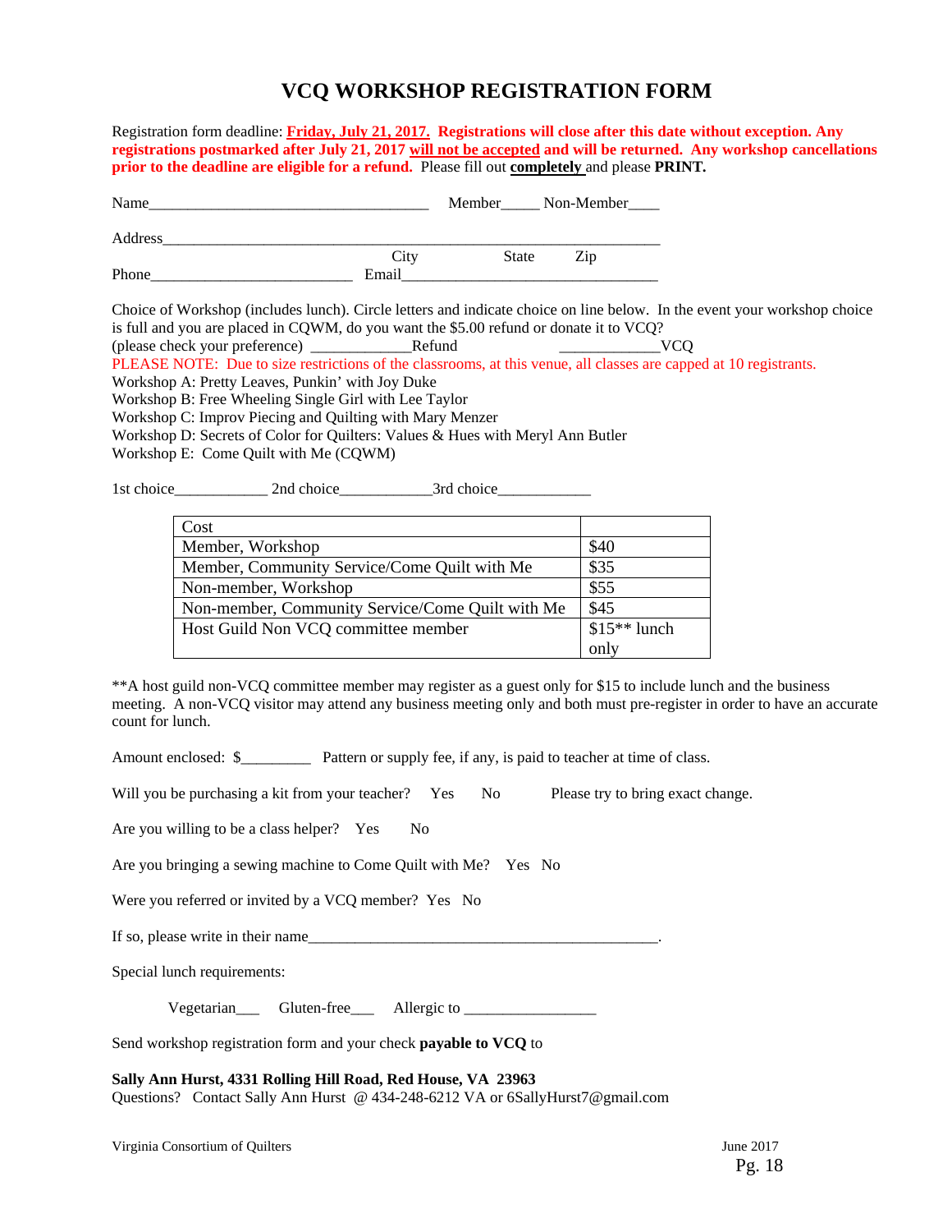# VCQ WORKSHOP REGISTRATION FORM

Registration form deadline: **<u>Friday, July 21, 2017.</u> Registrations will close after this date without exception. Any registrations postmarked after July 21, 2017 <u>will not be accepted</u> and will be returned. Any workshop cancellations prior to the deadline are eligible for a refund.** Please fill out **<u>completely</u>** and please **PRINT.**

Name___________________________________ Member_____ Non-Member____

Address______________________________________________________________

City State Zip

Phone__________________________ Email_________________________________

Choice of Workshop (includes lunch). Circle letters and indicate choice on line below. In the event your workshop choice is full and you are placed in CQWM, do you want the $5.00 refund or donate it to VCQ?
(please check your preference) ____________Refund ____________VCQ

PLEASE NOTE: Due to size restrictions of the classrooms, at this venue, all classes are capped at 10 registrants.

Workshop A: Pretty Leaves, Punkin' with Joy Duke
Workshop B: Free Wheeling Single Girl with Lee Taylor
Workshop C: Improv Piecing and Quilting with Mary Menzer
Workshop D: Secrets of Color for Quilters: Values & Hues with Meryl Ann Butler
Workshop E: Come Quilt with Me (CQWM)

1st choice___________ 2nd choice___________3rd choice___________

| Cost | |
|---|---|
| Member, Workshop | $40 |
| Member, Community Service/Come Quilt with Me | $35 |
| Non-member, Workshop | $55 |
| Non-member, Community Service/Come Quilt with Me | $45 |
| Host Guild Non VCQ committee member | $15** lunch only |

**A host guild non-VCQ committee member may register as a guest only for $15 to include lunch and the business meeting. A non-VCQ visitor may attend any business meeting only and both must pre-register in order to have an accurate count for lunch.

Amount enclosed: $_________ Pattern or supply fee, if any, is paid to teacher at time of class.

Will you be purchasing a kit from your teacher? Yes No Please try to bring exact change.

Are you willing to be a class helper? Yes No

Are you bringing a sewing machine to Come Quilt with Me? Yes No

Were you referred or invited by a VCQ member? Yes No

If so, please write in their name_____________________________________________.

Special lunch requirements:

Vegetarian___ Gluten-free___ Allergic to ________________

Send workshop registration form and your check **payable to VCQ** to

**Sally Ann Hurst, 4331 Rolling Hill Road, Red House, VA 23963**
Questions? Contact Sally Ann Hurst @ 434-248-6212 VA or 6SallyHurst7@gmail.com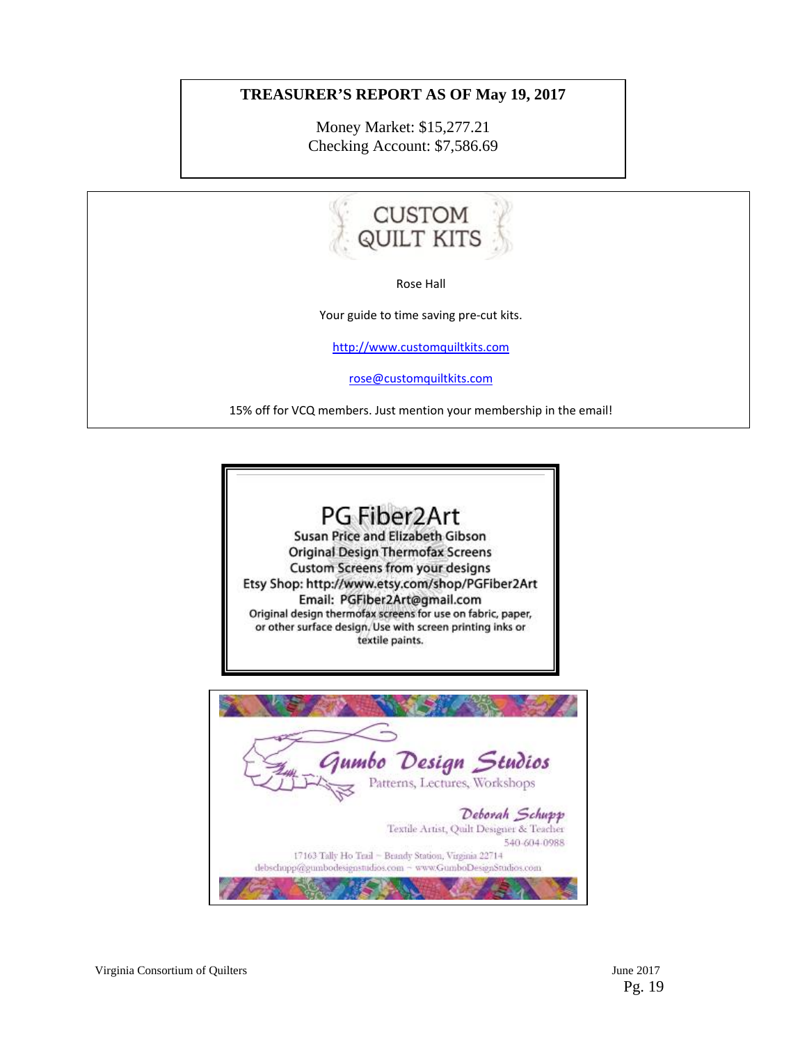## TREASURER'S REPORT AS OF May 19, 2017

Money Market: $15,277.21
Checking Account: $7,586.69

---

**CUSTOM QUILT KITS**

Rose Hall

Your guide to time saving pre-cut kits.

http://www.customquiltkits.com

rose@customquiltkits.com

15% off for VCQ members. Just mention your membership in the email!

---

**PG Fiber2Art**

Susan Price and Elizabeth Gibson
Original Design Thermofax Screens
Custom Screens from your designs
Etsy Shop: http://www.etsy.com/shop/PGFiber2Art
Email: PGFiber2Art@gmail.com
Original design thermofax screens for use on fabric, paper, or other surface design. Use with screen printing inks or textile paints.

---

**Gumbo Design Studios**

Patterns, Lectures, Workshops

Deborah Schupp
Textile Artist, Quilt Designer & Teacher
540-604-0988

17163 Tally Ho Trail ~ Brandy Station, Virginia 22714
debschupp@gumbodesignstudios.com ~ www.GumboDesignStudios.com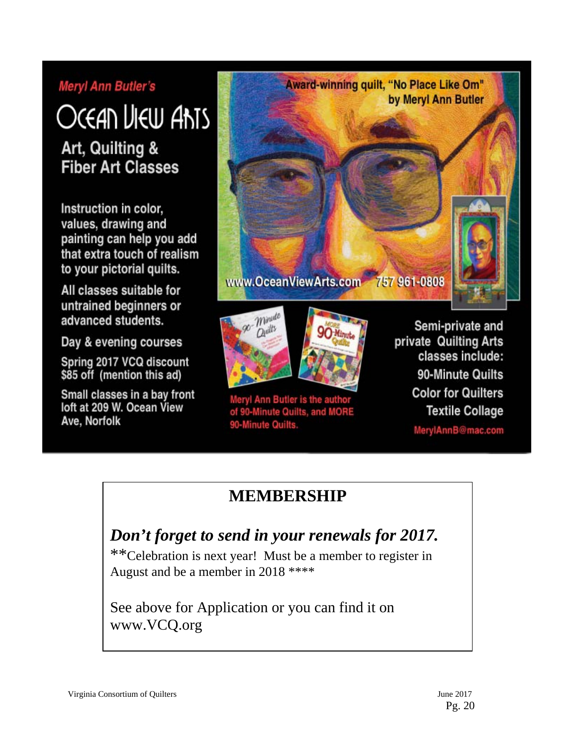*Meryl Ann Butler's*

# OCEAN VIEW ARTS

## Art, Quilting & Fiber Art Classes

Instruction in color, values, drawing and painting can help you add that extra touch of realism to your pictorial quilts.

All classes suitable for untrained beginners or advanced students.

Day & evening courses

Spring 2017 VCQ discount $85 off (mention this ad)

Small classes in a bay front loft at 209 W. Ocean View Ave, Norfolk

Award-winning quilt, "No Place Like Om" by Meryl Ann Butler

www.OceanViewArts.com 757 961-0808

Meryl Ann Butler is the author of 90-Minute Quilts, and MORE 90-Minute Quilts.

Semi-private and private Quilting Arts classes include:

90-Minute Quilts

Color for Quilters

Textile Collage

MerylAnnB@mac.com

# MEMBERSHIP

***Don't forget to send in your renewals for 2017.***

**Celebration is next year! Must be a member to register in August and be a member in 2018 ****

See above for Application or you can find it on www.VCQ.org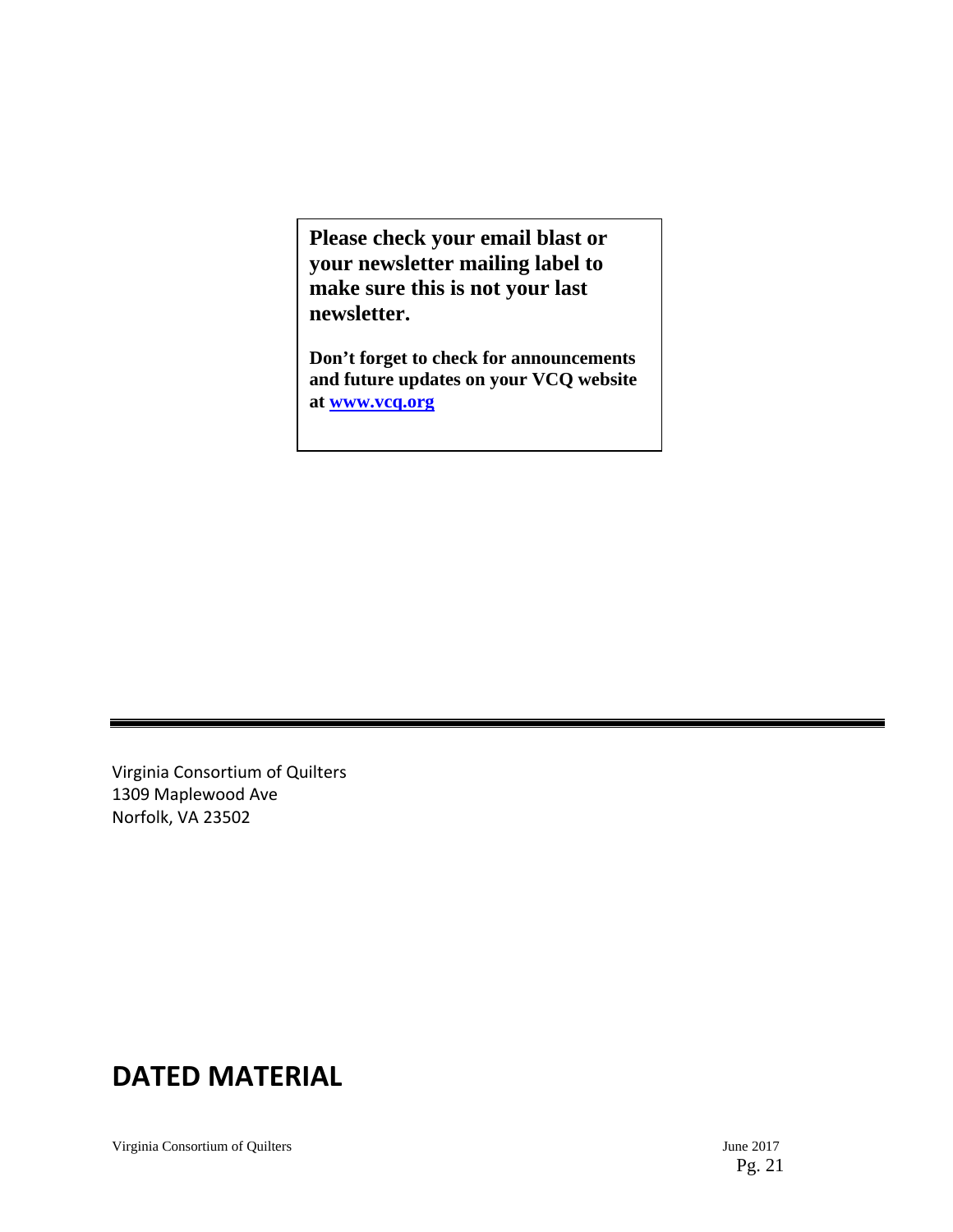**Please check your email blast or your newsletter mailing label to make sure this is not your last newsletter.**

**Don't forget to check for announcements and future updates on your VCQ website at [www.vcq.org](http://www.vcq.org)**

---

Virginia Consortium of Quilters
1309 Maplewood Ave
Norfolk, VA 23502

# DATED MATERIAL